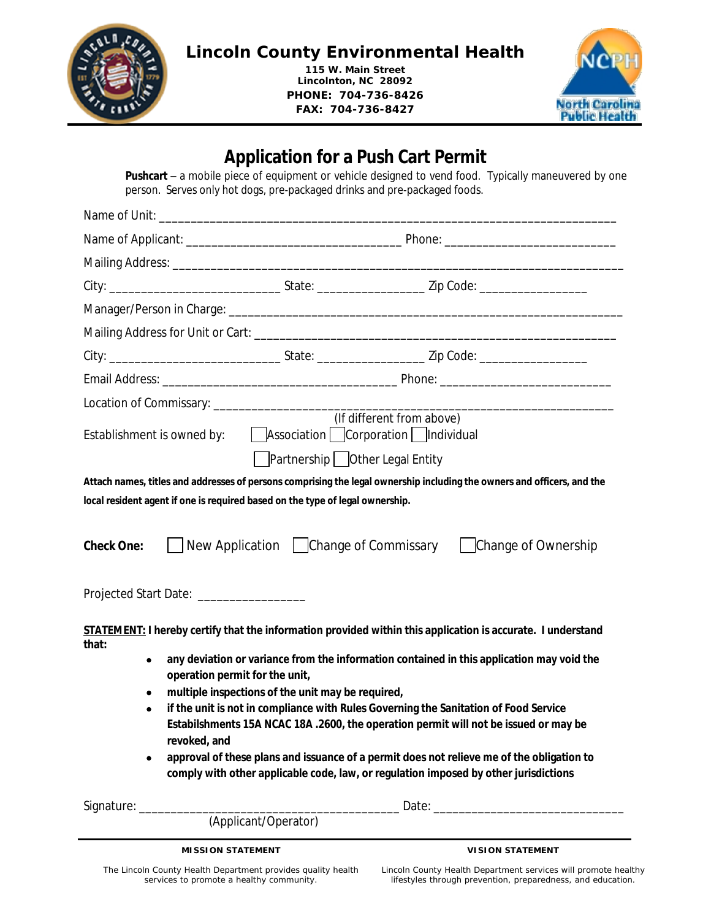# Lincoln County Environmental Health

**115 W. Main Street**
**Lincolnton, NC 28092**
**PHONE: 704-736-8426**
**FAX: 704-736-8427**

## Application for a Push Cart Permit

**Pushcart** – a mobile piece of equipment or vehicle designed to vend food. Typically maneuvered by one person. Serves only hot dogs, pre-packaged drinks and pre-packaged foods.

Name of Unit: ___________________________________________________________________________

Name of Applicant: __________________________________ Phone: ___________________________

Mailing Address: ___________________________________________________________________________

City: ___________________________ State: ________________ Zip Code: _________________

Manager/Person in Charge: ___________________________________________________________

Mailing Address for Unit or Cart: ____________________________________________________

City: ___________________________ State: ________________ Zip Code: _________________

Email Address: ____________________________________ Phone: ___________________________

Location of Commissary: _____________________________________________________________
(If different from above)

Establishment is owned by: ☐ Association ☐ Corporation ☐ Individual ☐ Partnership ☐ Other Legal Entity

**Attach names, titles and addresses of persons comprising the legal ownership including the owners and officers, and the local resident agent if one is required based on the type of legal ownership.**

**Check One:** ☐ New Application ☐ Change of Commissary ☐ Change of Ownership

Projected Start Date: _________________

**STATEMENT: I hereby certify that the information provided within this application is accurate. I understand that:**

- **any deviation or variance from the information contained in this application may void the operation permit for the unit,**
- **multiple inspections of the unit may be required,**
- **if the unit is not in compliance with Rules Governing the Sanitation of Food Service Estabilshments 15A NCAC 18A .2600, the operation permit will not be issued or may be revoked, and**
- **approval of these plans and issuance of a permit does not relieve me of the obligation to comply with other applicable code, law, or regulation imposed by other jurisdictions**

Signature: _________________________________________ Date: _____________________________
(Applicant/Operator)

**MISSION STATEMENT**

The Lincoln County Health Department provides quality health services to promote a healthy community.

**VISION STATEMENT**

Lincoln County Health Department services will promote healthy lifestyles through prevention, preparedness, and education.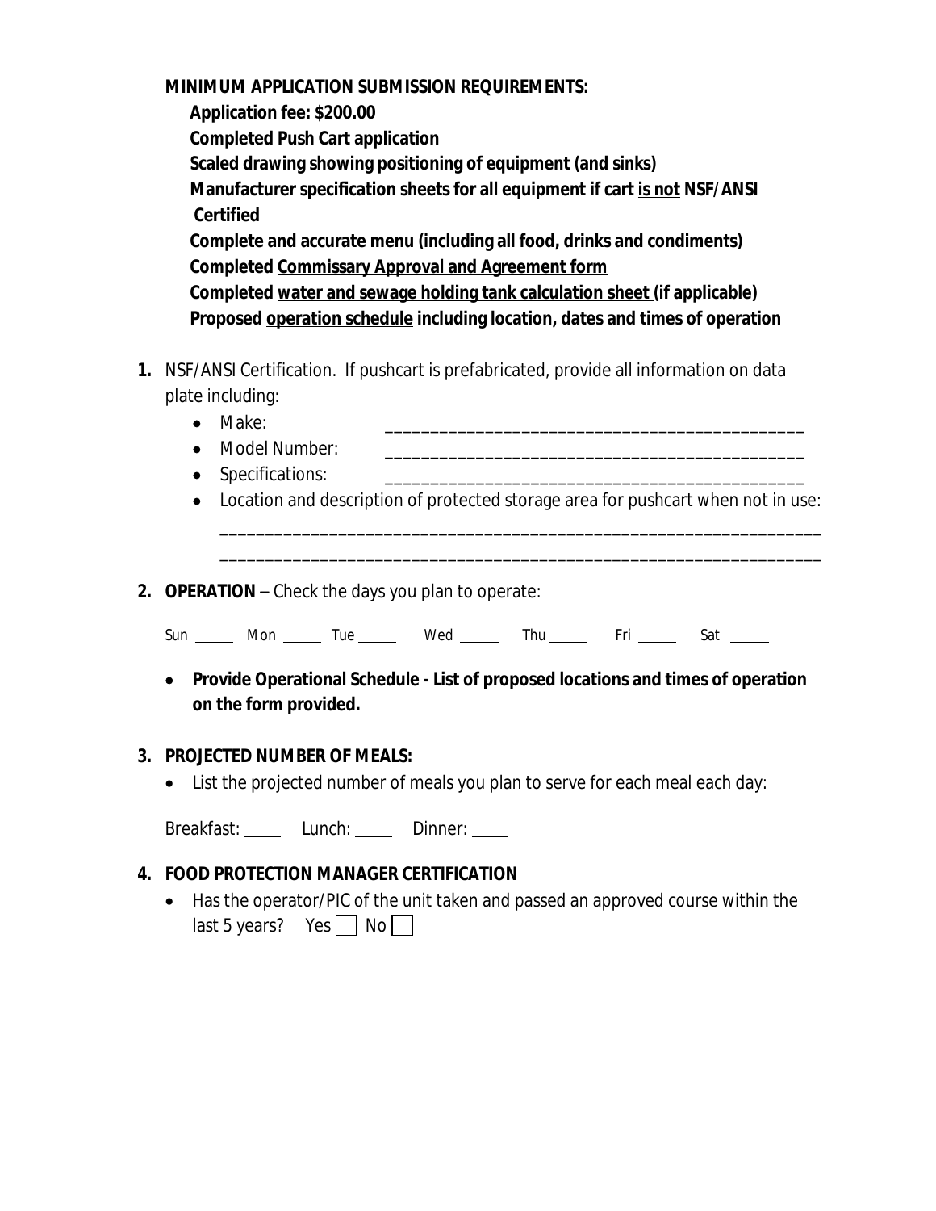**MINIMUM APPLICATION SUBMISSION REQUIREMENTS:**

**Application fee: $200.00**

**Completed Push Cart application**

**Scaled drawing showing positioning of equipment (and sinks)**

**Manufacturer specification sheets for all equipment if cart <u>is not</u> NSF/ANSI Certified**

**Complete and accurate menu (including all food, drinks and condiments)**

**Completed <u>Commissary Approval and Agreement form</u>**

**Completed <u>water and sewage holding tank calculation sheet</u> (if applicable)**

**Proposed <u>operation schedule</u> including location, dates and times of operation**

1. NSF/ANSI Certification. If pushcart is prefabricated, provide all information on data plate including:
   - Make: ______________________________________________
   - Model Number: ______________________________________________
   - Specifications: ______________________________________________
   - Location and description of protected storage area for pushcart when not in use: ________________________________________________________________ ________________________________________________________________

2. **OPERATION –** Check the days you plan to operate:

   Sun _____ Mon _____ Tue _____ Wed _____ Thu _____ Fri _____ Sat _____

   - **Provide Operational Schedule - List of proposed locations and times of operation on the form provided.**

3. **PROJECTED NUMBER OF MEALS:**
   - List the projected number of meals you plan to serve for each meal each day:

   Breakfast: _____ Lunch: _____ Dinner: _____

4. **FOOD PROTECTION MANAGER CERTIFICATION**
   - Has the operator/PIC of the unit taken and passed an approved course within the last 5 years? Yes ☐ No ☐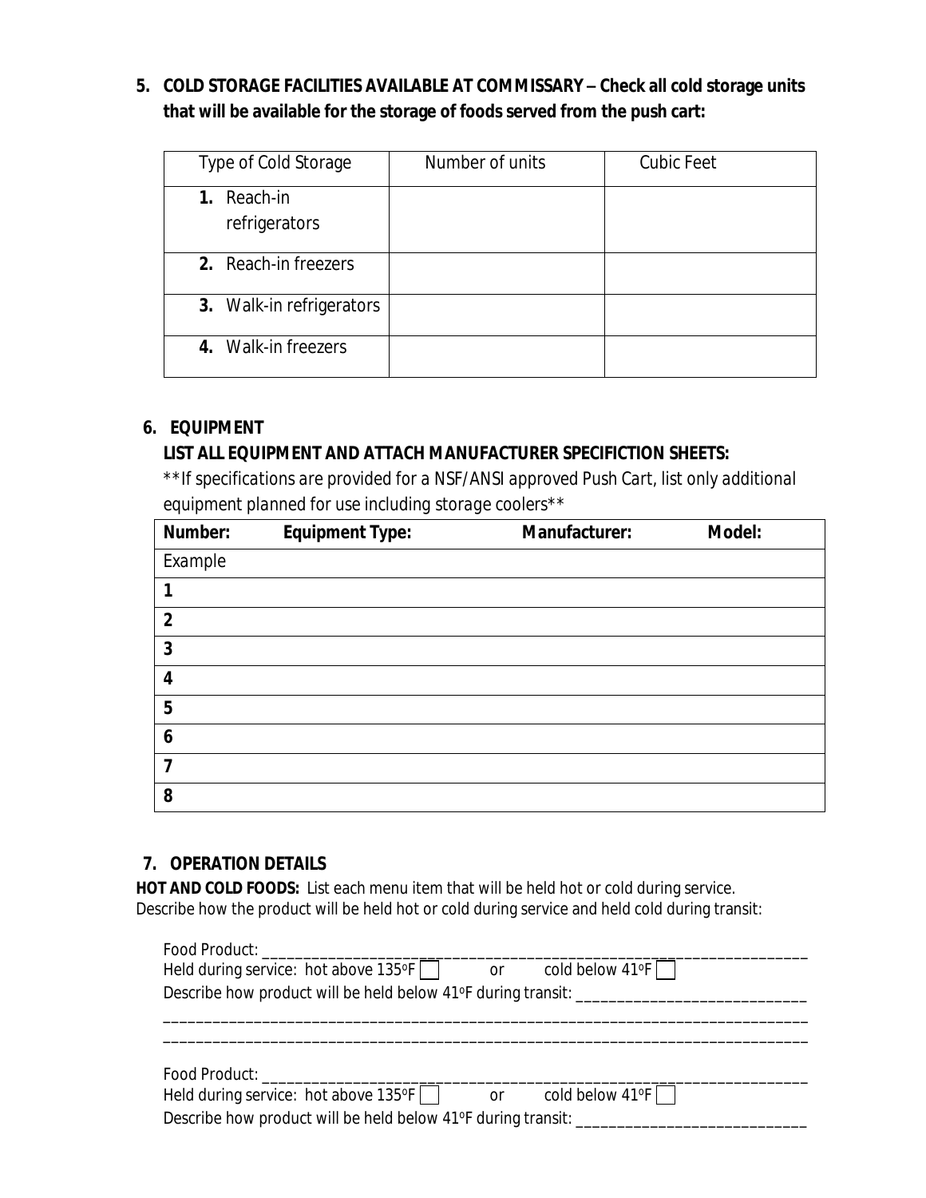**5. COLD STORAGE FACILITIES AVAILABLE AT COMMISSARY – Check all cold storage units that will be available for the storage of foods served from the push cart:**

| Type of Cold Storage | Number of units | Cubic Feet |
|---|---|---|
| **1.** Reach-in refrigerators | | |
| **2.** Reach-in freezers | | |
| **3.** Walk-in refrigerators | | |
| **4.** Walk-in freezers | | |

**6. EQUIPMENT**

**LIST ALL EQUIPMENT AND ATTACH MANUFACTURER SPECIFICTION SHEETS:**

**If specifications are provided for a NSF/ANSI approved Push Cart, list only additional equipment planned for use including storage coolers**

| **Number:** | **Equipment Type:** | **Manufacturer:** | **Model:** |
|---|---|---|---|
| Example | | | |
| **1** | | | |
| **2** | | | |
| **3** | | | |
| **4** | | | |
| **5** | | | |
| **6** | | | |
| **7** | | | |
| **8** | | | |

**7. OPERATION DETAILS**

**HOT AND COLD FOODS:** List each menu item that will be held hot or cold during service. Describe how the product will be held hot or cold during service and held cold during transit:

Food Product: ____________________________________________________________________

Held during service: hot above 135°F ☐ or cold below 41°F ☐

Describe how product will be held below 41°F during transit: ___________________________

______________________________________________________________________________

______________________________________________________________________________

Food Product: ____________________________________________________________________

Held during service: hot above 135°F ☐ or cold below 41°F ☐

Describe how product will be held below 41°F during transit: ___________________________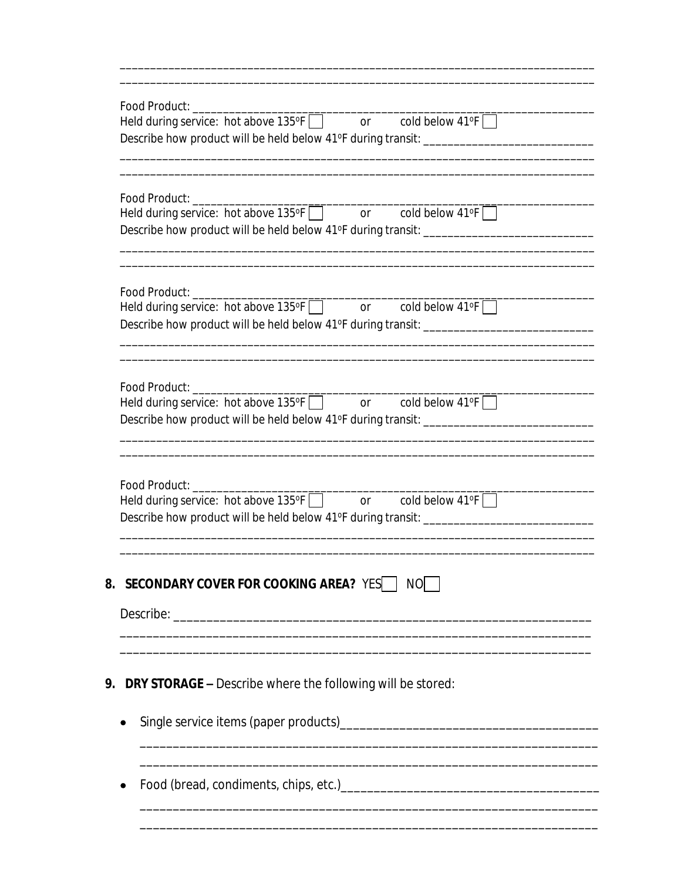\_\_\_\_\_\_\_\_\_\_\_\_\_\_\_\_\_\_\_\_\_\_\_\_\_\_\_\_\_\_\_\_\_\_\_\_\_\_\_\_\_\_\_\_\_\_\_\_\_\_\_\_\_\_\_\_\_\_\_\_\_\_\_\_\_\_\_\_\_\_\_\_\_\_\_\_

\_\_\_\_\_\_\_\_\_\_\_\_\_\_\_\_\_\_\_\_\_\_\_\_\_\_\_\_\_\_\_\_\_\_\_\_\_\_\_\_\_\_\_\_\_\_\_\_\_\_\_\_\_\_\_\_\_\_\_\_\_\_\_\_\_\_\_\_\_\_\_\_\_\_\_\_

Food Product: \_\_\_\_\_\_\_\_\_\_\_\_\_\_\_\_\_\_\_\_\_\_\_\_\_\_\_\_\_\_\_\_\_\_\_\_\_\_\_\_\_\_\_\_\_\_\_\_\_\_\_\_\_\_\_\_\_\_\_\_\_\_\_

Held during service: hot above 135ºF ☐ or cold below 41ºF ☐

Describe how product will be held below 41ºF during transit: \_\_\_\_\_\_\_\_\_\_\_\_\_\_\_\_\_\_\_\_\_\_\_\_\_\_\_

\_\_\_\_\_\_\_\_\_\_\_\_\_\_\_\_\_\_\_\_\_\_\_\_\_\_\_\_\_\_\_\_\_\_\_\_\_\_\_\_\_\_\_\_\_\_\_\_\_\_\_\_\_\_\_\_\_\_\_\_\_\_\_\_\_\_\_\_\_\_\_\_\_\_\_\_

\_\_\_\_\_\_\_\_\_\_\_\_\_\_\_\_\_\_\_\_\_\_\_\_\_\_\_\_\_\_\_\_\_\_\_\_\_\_\_\_\_\_\_\_\_\_\_\_\_\_\_\_\_\_\_\_\_\_\_\_\_\_\_\_\_\_\_\_\_\_\_\_\_\_\_\_

Food Product: \_\_\_\_\_\_\_\_\_\_\_\_\_\_\_\_\_\_\_\_\_\_\_\_\_\_\_\_\_\_\_\_\_\_\_\_\_\_\_\_\_\_\_\_\_\_\_\_\_\_\_\_\_\_\_\_\_\_\_\_\_\_\_

Held during service: hot above 135ºF ☐ or cold below 41ºF ☐

Describe how product will be held below 41ºF during transit: \_\_\_\_\_\_\_\_\_\_\_\_\_\_\_\_\_\_\_\_\_\_\_\_\_\_\_

\_\_\_\_\_\_\_\_\_\_\_\_\_\_\_\_\_\_\_\_\_\_\_\_\_\_\_\_\_\_\_\_\_\_\_\_\_\_\_\_\_\_\_\_\_\_\_\_\_\_\_\_\_\_\_\_\_\_\_\_\_\_\_\_\_\_\_\_\_\_\_\_\_\_\_\_

\_\_\_\_\_\_\_\_\_\_\_\_\_\_\_\_\_\_\_\_\_\_\_\_\_\_\_\_\_\_\_\_\_\_\_\_\_\_\_\_\_\_\_\_\_\_\_\_\_\_\_\_\_\_\_\_\_\_\_\_\_\_\_\_\_\_\_\_\_\_\_\_\_\_\_\_

Food Product: \_\_\_\_\_\_\_\_\_\_\_\_\_\_\_\_\_\_\_\_\_\_\_\_\_\_\_\_\_\_\_\_\_\_\_\_\_\_\_\_\_\_\_\_\_\_\_\_\_\_\_\_\_\_\_\_\_\_\_\_\_\_\_

Held during service: hot above 135ºF ☐ or cold below 41ºF ☐

Describe how product will be held below 41ºF during transit: \_\_\_\_\_\_\_\_\_\_\_\_\_\_\_\_\_\_\_\_\_\_\_\_\_\_\_

\_\_\_\_\_\_\_\_\_\_\_\_\_\_\_\_\_\_\_\_\_\_\_\_\_\_\_\_\_\_\_\_\_\_\_\_\_\_\_\_\_\_\_\_\_\_\_\_\_\_\_\_\_\_\_\_\_\_\_\_\_\_\_\_\_\_\_\_\_\_\_\_\_\_\_\_

\_\_\_\_\_\_\_\_\_\_\_\_\_\_\_\_\_\_\_\_\_\_\_\_\_\_\_\_\_\_\_\_\_\_\_\_\_\_\_\_\_\_\_\_\_\_\_\_\_\_\_\_\_\_\_\_\_\_\_\_\_\_\_\_\_\_\_\_\_\_\_\_\_\_\_\_

Food Product: \_\_\_\_\_\_\_\_\_\_\_\_\_\_\_\_\_\_\_\_\_\_\_\_\_\_\_\_\_\_\_\_\_\_\_\_\_\_\_\_\_\_\_\_\_\_\_\_\_\_\_\_\_\_\_\_\_\_\_\_\_\_\_

Held during service: hot above 135ºF ☐ or cold below 41ºF ☐

Describe how product will be held below 41ºF during transit: \_\_\_\_\_\_\_\_\_\_\_\_\_\_\_\_\_\_\_\_\_\_\_\_\_\_\_

\_\_\_\_\_\_\_\_\_\_\_\_\_\_\_\_\_\_\_\_\_\_\_\_\_\_\_\_\_\_\_\_\_\_\_\_\_\_\_\_\_\_\_\_\_\_\_\_\_\_\_\_\_\_\_\_\_\_\_\_\_\_\_\_\_\_\_\_\_\_\_\_\_\_\_\_

\_\_\_\_\_\_\_\_\_\_\_\_\_\_\_\_\_\_\_\_\_\_\_\_\_\_\_\_\_\_\_\_\_\_\_\_\_\_\_\_\_\_\_\_\_\_\_\_\_\_\_\_\_\_\_\_\_\_\_\_\_\_\_\_\_\_\_\_\_\_\_\_\_\_\_\_

Food Product: \_\_\_\_\_\_\_\_\_\_\_\_\_\_\_\_\_\_\_\_\_\_\_\_\_\_\_\_\_\_\_\_\_\_\_\_\_\_\_\_\_\_\_\_\_\_\_\_\_\_\_\_\_\_\_\_\_\_\_\_\_\_\_

Held during service: hot above 135ºF ☐ or cold below 41ºF ☐

Describe how product will be held below 41ºF during transit: \_\_\_\_\_\_\_\_\_\_\_\_\_\_\_\_\_\_\_\_\_\_\_\_\_\_\_

\_\_\_\_\_\_\_\_\_\_\_\_\_\_\_\_\_\_\_\_\_\_\_\_\_\_\_\_\_\_\_\_\_\_\_\_\_\_\_\_\_\_\_\_\_\_\_\_\_\_\_\_\_\_\_\_\_\_\_\_\_\_\_\_\_\_\_\_\_\_\_\_\_\_\_\_

\_\_\_\_\_\_\_\_\_\_\_\_\_\_\_\_\_\_\_\_\_\_\_\_\_\_\_\_\_\_\_\_\_\_\_\_\_\_\_\_\_\_\_\_\_\_\_\_\_\_\_\_\_\_\_\_\_\_\_\_\_\_\_\_\_\_\_\_\_\_\_\_\_\_\_\_

**8. SECONDARY COVER FOR COOKING AREA?** YES ☐ NO ☐

Describe: \_\_\_\_\_\_\_\_\_\_\_\_\_\_\_\_\_\_\_\_\_\_\_\_\_\_\_\_\_\_\_\_\_\_\_\_\_\_\_\_\_\_\_\_\_\_\_\_\_\_\_\_\_\_\_\_\_\_\_\_\_\_\_\_\_

\_\_\_\_\_\_\_\_\_\_\_\_\_\_\_\_\_\_\_\_\_\_\_\_\_\_\_\_\_\_\_\_\_\_\_\_\_\_\_\_\_\_\_\_\_\_\_\_\_\_\_\_\_\_\_\_\_\_\_\_\_\_\_\_\_\_\_\_\_\_\_\_\_\_\_\_

\_\_\_\_\_\_\_\_\_\_\_\_\_\_\_\_\_\_\_\_\_\_\_\_\_\_\_\_\_\_\_\_\_\_\_\_\_\_\_\_\_\_\_\_\_\_\_\_\_\_\_\_\_\_\_\_\_\_\_\_\_\_\_\_\_\_\_\_\_\_\_\_\_\_\_\_

**9. DRY STORAGE –** Describe where the following will be stored:

- Single service items (paper products)\_\_\_\_\_\_\_\_\_\_\_\_\_\_\_\_\_\_\_\_\_\_\_\_\_\_\_\_\_\_\_\_\_\_\_\_\_\_\_\_

  \_\_\_\_\_\_\_\_\_\_\_\_\_\_\_\_\_\_\_\_\_\_\_\_\_\_\_\_\_\_\_\_\_\_\_\_\_\_\_\_\_\_\_\_\_\_\_\_\_\_\_\_\_\_\_\_\_\_\_\_\_\_\_\_\_\_\_\_\_\_\_\_\_

  \_\_\_\_\_\_\_\_\_\_\_\_\_\_\_\_\_\_\_\_\_\_\_\_\_\_\_\_\_\_\_\_\_\_\_\_\_\_\_\_\_\_\_\_\_\_\_\_\_\_\_\_\_\_\_\_\_\_\_\_\_\_\_\_\_\_\_\_\_\_\_\_\_

- Food (bread, condiments, chips, etc.)\_\_\_\_\_\_\_\_\_\_\_\_\_\_\_\_\_\_\_\_\_\_\_\_\_\_\_\_\_\_\_\_\_\_\_\_\_\_\_\_

  \_\_\_\_\_\_\_\_\_\_\_\_\_\_\_\_\_\_\_\_\_\_\_\_\_\_\_\_\_\_\_\_\_\_\_\_\_\_\_\_\_\_\_\_\_\_\_\_\_\_\_\_\_\_\_\_\_\_\_\_\_\_\_\_\_\_\_\_\_\_\_\_\_

  \_\_\_\_\_\_\_\_\_\_\_\_\_\_\_\_\_\_\_\_\_\_\_\_\_\_\_\_\_\_\_\_\_\_\_\_\_\_\_\_\_\_\_\_\_\_\_\_\_\_\_\_\_\_\_\_\_\_\_\_\_\_\_\_\_\_\_\_\_\_\_\_\_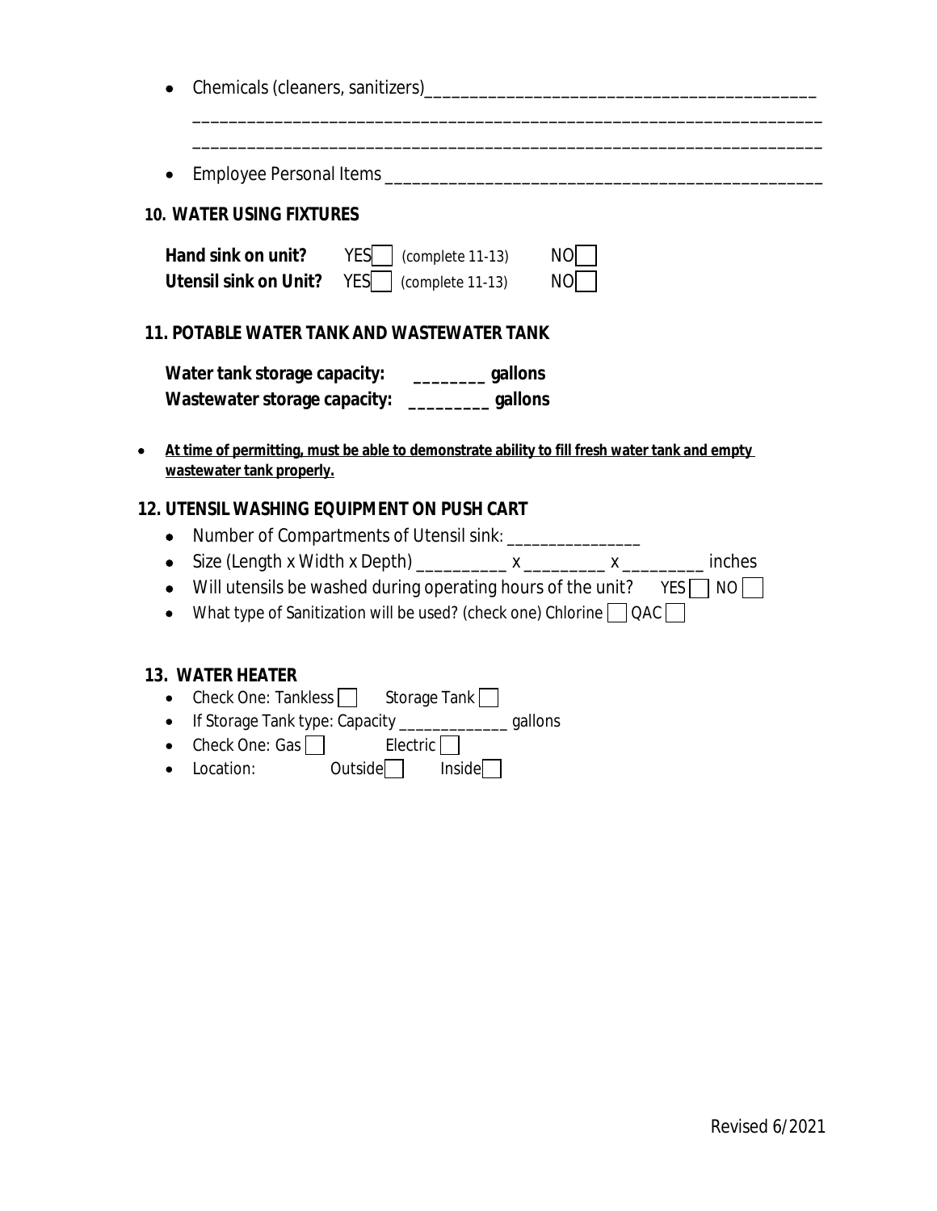- Chemicals (cleaners, sanitizers)__________________________________________
  ____________________________________________________________________
  ____________________________________________________________________
- Employee Personal Items ______________________________________________

## 10. WATER USING FIXTURES

**Hand sink on unit?** YES☐ (complete 11-13) NO☐
**Utensil sink on Unit?** YES☐ (complete 11-13) NO☐

## 11. POTABLE WATER TANK AND WASTEWATER TANK

**Water tank storage capacity: ________ gallons**
**Wastewater storage capacity: _________ gallons**

- **At time of permitting, must be able to demonstrate ability to fill fresh water tank and empty wastewater tank properly.**

## 12. UTENSIL WASHING EQUIPMENT ON PUSH CART

- Number of Compartments of Utensil sink: _______________
- Size (Length x Width x Depth) __________ x _________ x _________ inches
- Will utensils be washed during operating hours of the unit? YES☐ NO☐
- What type of Sanitization will be used? (check one) Chlorine☐ QAC☐

## 13. WATER HEATER

- Check One: Tankless☐ Storage Tank☐
- If Storage Tank type: Capacity _____________ gallons
- Check One: Gas☐ Electric☐
- Location: Outside☐ Inside☐

Revised 6/2021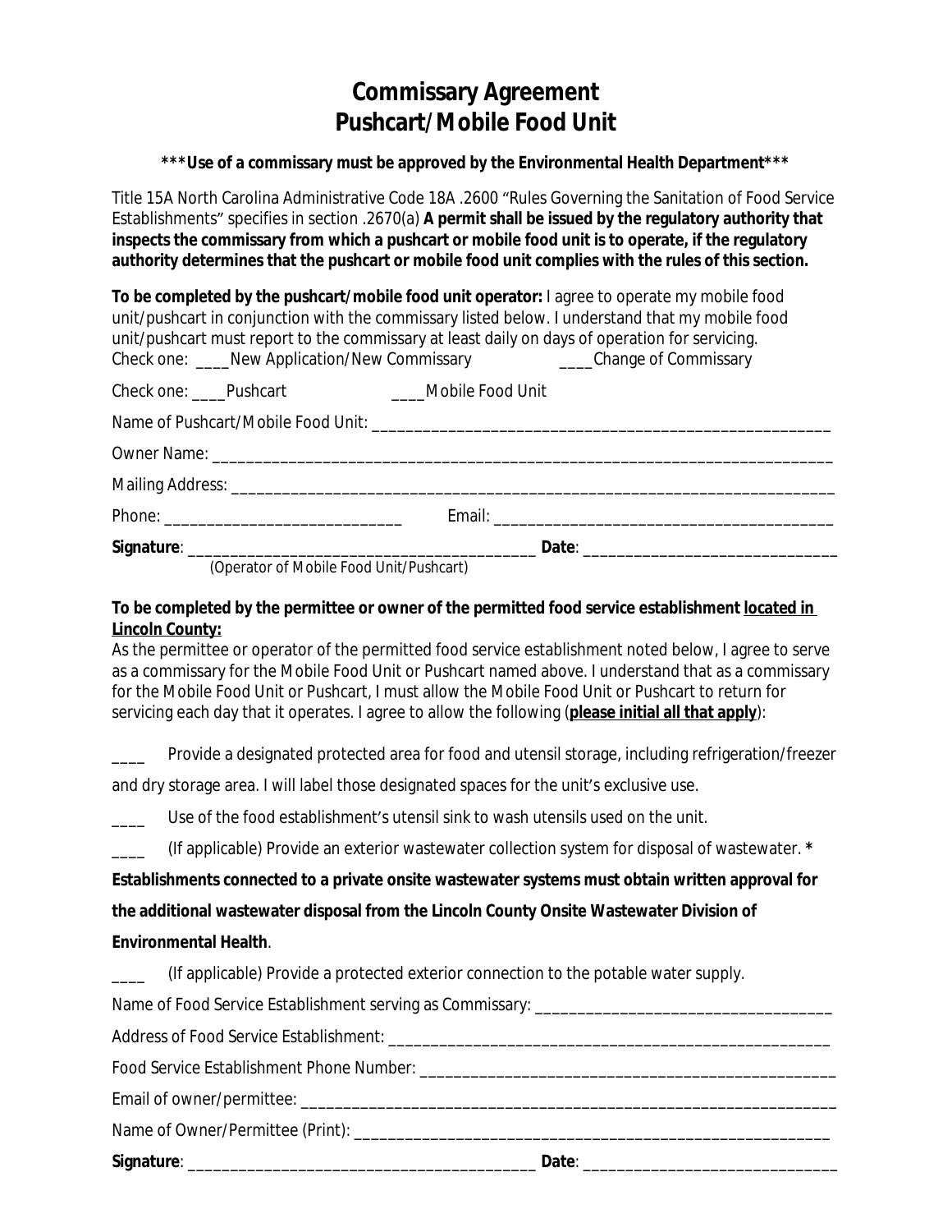# Commissary Agreement
# Pushcart/Mobile Food Unit

**\*\*\*Use of a commissary must be approved by the Environmental Health Department\*\*\***

Title 15A North Carolina Administrative Code 18A .2600 "Rules Governing the Sanitation of Food Service Establishments" specifies in section .2670(a) **A permit shall be issued by the regulatory authority that inspects the commissary from which a pushcart or mobile food unit is to operate, if the regulatory authority determines that the pushcart or mobile food unit complies with the rules of this section.**

**To be completed by the pushcart/mobile food unit operator:** I agree to operate my mobile food unit/pushcart in conjunction with the commissary listed below. I understand that my mobile food unit/pushcart must report to the commissary at least daily on days of operation for servicing.

Check one: ____New Application/New Commissary ____Change of Commissary

Check one: ____Pushcart ____Mobile Food Unit

Name of Pushcart/Mobile Food Unit: ______________________________________________________

Owner Name: ______________________________________________________________________

Mailing Address: ____________________________________________________________________

Phone: ____________________________ Email: ________________________________________

**Signature**: ___________________________________________ **Date**: ______________________________
(Operator of Mobile Food Unit/Pushcart)

**To be completed by the permittee or owner of the permitted food service establishment <u>located in Lincoln County:</u>**

As the permittee or operator of the permitted food service establishment noted below, I agree to serve as a commissary for the Mobile Food Unit or Pushcart named above. I understand that as a commissary for the Mobile Food Unit or Pushcart, I must allow the Mobile Food Unit or Pushcart to return for servicing each day that it operates. I agree to allow the following (**<u>please initial all that apply</u>**):

____ Provide a designated protected area for food and utensil storage, including refrigeration/freezer and dry storage area. I will label those designated spaces for the unit's exclusive use.

____ Use of the food establishment's utensil sink to wash utensils used on the unit.

____ (If applicable) Provide an exterior wastewater collection system for disposal of wastewater. **\* Establishments connected to a private onsite wastewater systems must obtain written approval for the additional wastewater disposal from the Lincoln County Onsite Wastewater Division of Environmental Health**.

____ (If applicable) Provide a protected exterior connection to the potable water supply.

Name of Food Service Establishment serving as Commissary: ___________________________________

Address of Food Service Establishment: ____________________________________________________

Food Service Establishment Phone Number: _________________________________________________

Email of owner/permittee: _______________________________________________________________

Name of Owner/Permittee (Print): _________________________________________________________

**Signature**: ___________________________________________ **Date**: ______________________________